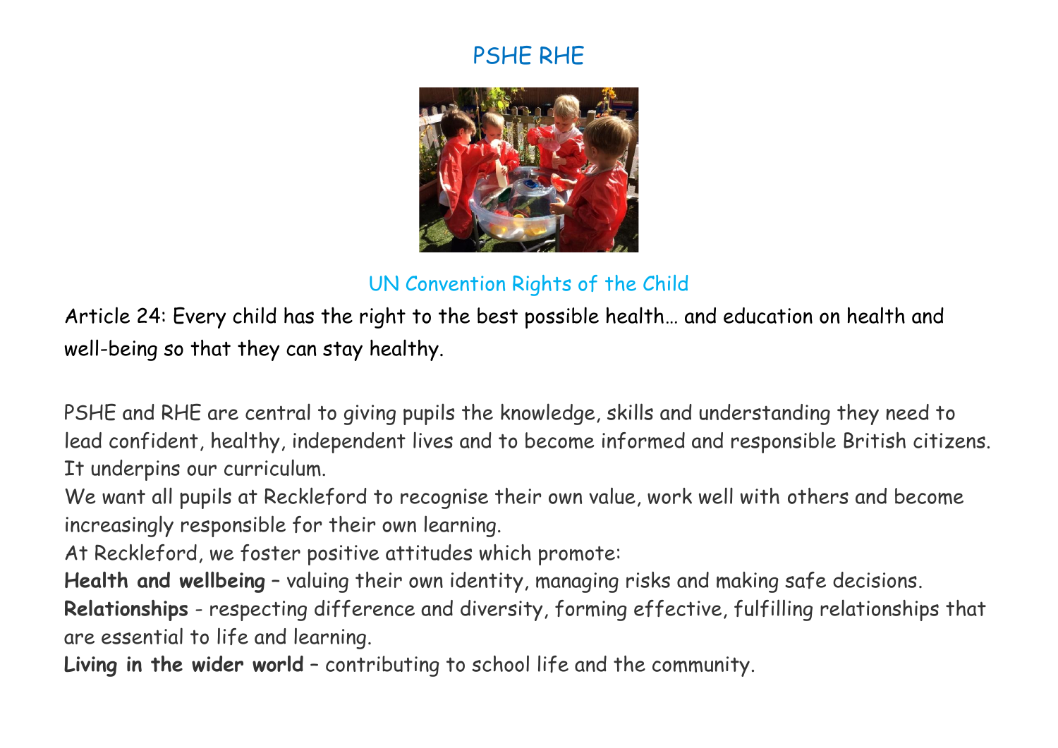# PSHE RHE

## UN Convention Rights of the Child

Article 24: Every child has the right to the best possible health… and education on health and well-being so that they can stay healthy.

PSHE and RHE are central to giving pupils the knowledge, skills and understanding they need to lead confident, healthy, independent lives and to become informed and responsible British citizens. It underpins our curriculum.

We want all pupils at Reckleford to recognise their own value, work well with others and become increasingly responsible for their own learning.

At Reckleford, we foster positive attitudes which promote:

**Health and wellbeing** – valuing their own identity, managing risks and making safe decisions.

**Relationships** - respecting difference and diversity, forming effective, fulfilling relationships that are essential to life and learning.

**Living in the wider world** – contributing to school life and the community.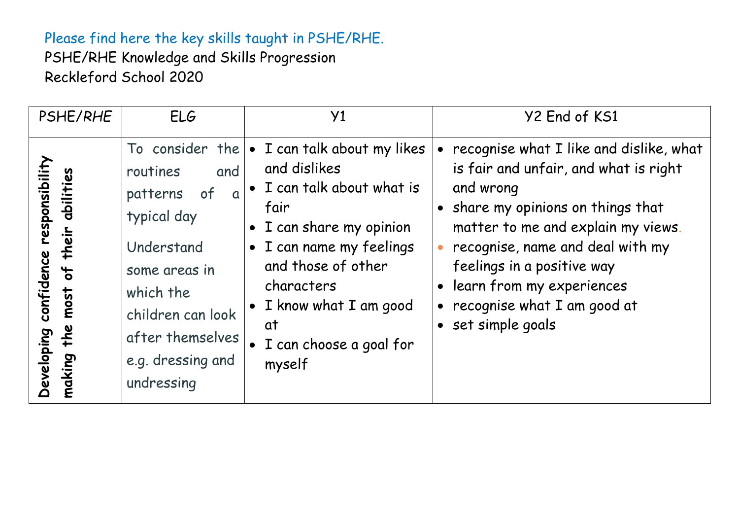Please find here the key skills taught in PSHE/RHE.

PSHE/RHE Knowledge and Skills Progression

Reckleford School 2020

| PSHE/RHE | ELG | Y1 | Y2 End of KS1 |
|---|---|---|---|
| **Developing confidence responsibility making the most of their abilities** | To consider the routines and patterns of a typical day<br><br>Understand some areas in which the children can look after themselves e.g. dressing and undressing | • I can talk about my likes and dislikes<br>• I can talk about what is fair<br>• I can share my opinion<br>• I can name my feelings and those of other characters<br>• I know what I am good at<br>• I can choose a goal for myself | • recognise what I like and dislike, what is fair and unfair, and what is right and wrong<br>• share my opinions on things that matter to me and explain my views.<br>• recognise, name and deal with my feelings in a positive way<br>• learn from my experiences<br>• recognise what I am good at<br>• set simple goals |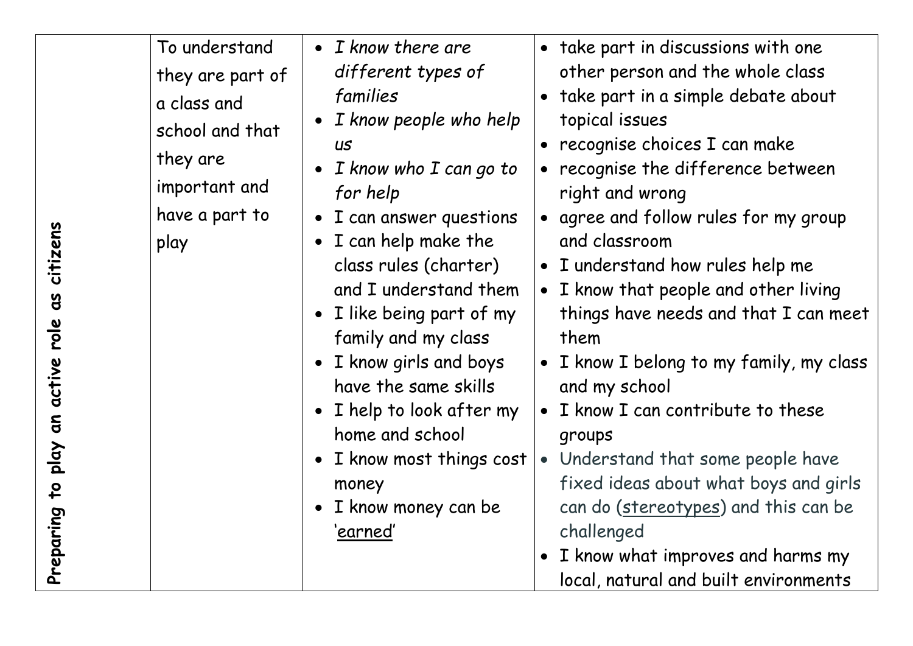| | | | |
|---|---|---|---|
| **Preparing to play an active role as citizens** | To understand they are part of a class and school and that they are important and have a part to play | • *I know there are different types of families*<br>• *I know people who help us*<br>• *I know who I can go to for help*<br>• I can answer questions<br>• I can help make the class rules (charter) and I understand them<br>• I like being part of my family and my class<br>• I know girls and boys have the same skills<br>• I help to look after my home and school<br>• I know most things cost money<br>• I know money can be '<u>earned</u>' | • take part in discussions with one other person and the whole class<br>• take part in a simple debate about topical issues<br>• recognise choices I can make<br>• recognise the difference between right and wrong<br>• agree and follow rules for my group and classroom<br>• I understand how rules help me<br>• I know that people and other living things have needs and that I can meet them<br>• I know I belong to my family, my class and my school<br>• I know I can contribute to these groups<br>• Understand that some people have fixed ideas about what boys and girls can do (<u>stereotypes</u>) and this can be challenged<br>• I know what improves and harms my local, natural and built environments |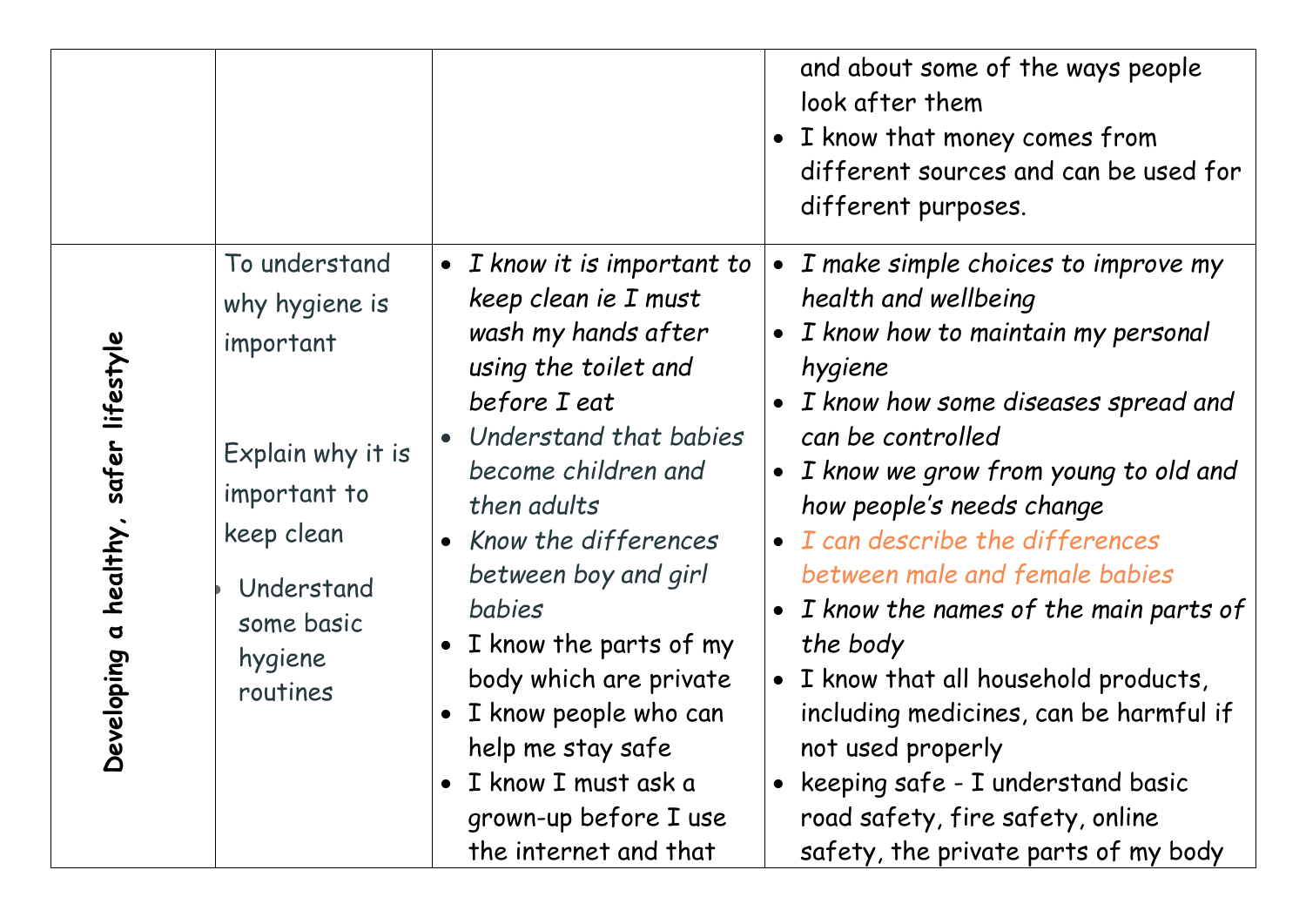| | | | |
|---|---|---|---|
| | | | and about some of the ways people look after them<br>• I know that money comes from different sources and can be used for different purposes. |
| **Developing a healthy, safer lifestyle** | To understand why hygiene is important<br><br>Explain why it is important to keep clean<br><br>• Understand some basic hygiene routines | • *I know it is important to keep clean ie I must wash my hands after using the toilet and before I eat*<br>• *Understand that babies become children and then adults*<br>• *Know the differences between boy and girl babies*<br>• I know the parts of my body which are private<br>• I know people who can help me stay safe<br>• I know I must ask a grown-up before I use the internet and that | • *I make simple choices to improve my health and wellbeing*<br>• *I know how to maintain my personal hygiene*<br>• *I know how some diseases spread and can be controlled*<br>• *I know we grow from young to old and how people's needs change*<br>• *I can describe the differences between male and female babies*<br>• *I know the names of the main parts of the body*<br>• I know that all household products, including medicines, can be harmful if not used properly<br>• keeping safe - I understand basic road safety, fire safety, online safety, the private parts of my body |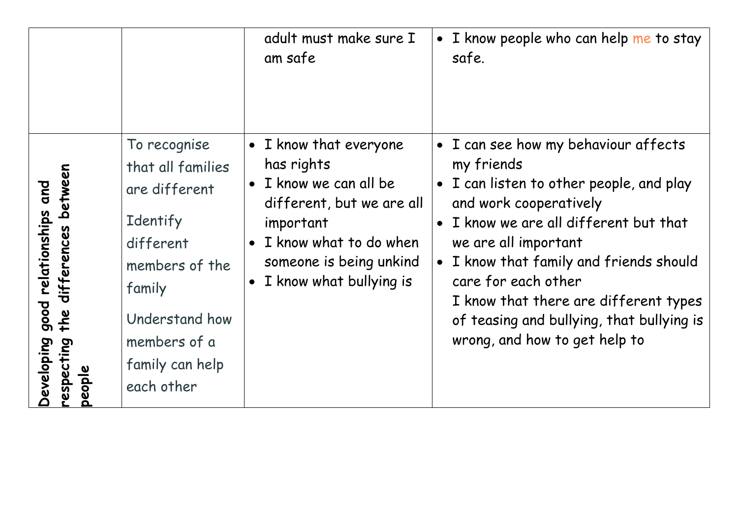| | | | |
|---|---|---|---|
| | | adult must make sure I am safe | • I know people who can help me to stay safe. |
| **Developing good relationships and respecting the differences between people** | To recognise that all families are different<br><br>Identify different members of the family<br><br>Understand how members of a family can help each other | • I know that everyone has rights<br>• I know we can all be different, but we are all important<br>• I know what to do when someone is being unkind<br>• I know what bullying is | • I can see how my behaviour affects my friends<br>• I can listen to other people, and play and work cooperatively<br>• I know we are all different but that we are all important<br>• I know that family and friends should care for each other<br>I know that there are different types of teasing and bullying, that bullying is wrong, and how to get help to |